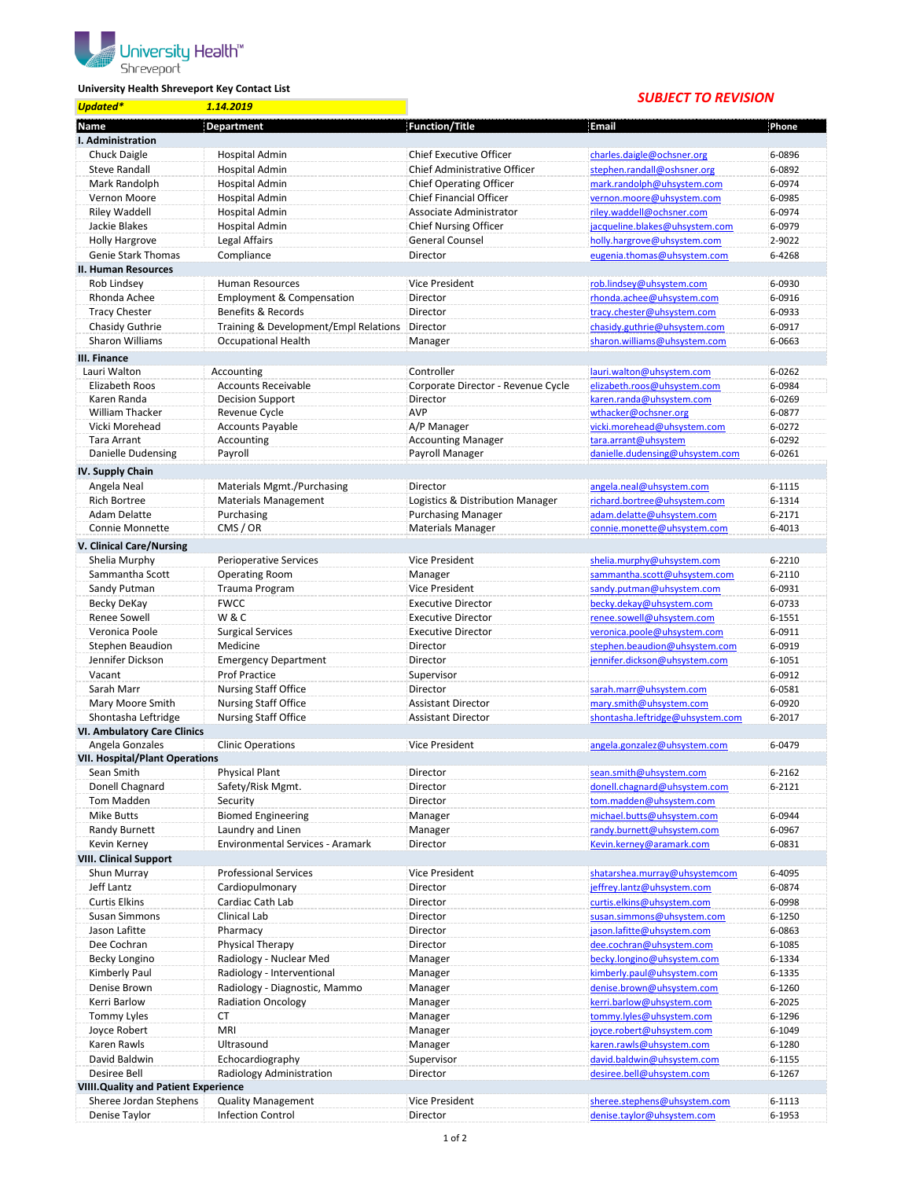University Health Shreveport

**University Health Shreveport Key Contact List**

***Updated* 1.14.2019***

***SUBJECT TO REVISION***

| Name | Department | Function/Title | Email | Phone |
|---|---|---|---|---|
| **I. Administration** | | | | |
| Chuck Daigle | Hospital Admin | Chief Executive Officer | charles.daigle@ochsner.org | 6-0896 |
| Steve Randall | Hospital Admin | Chief Administrative Officer | stephen.randall@oshsner.org | 6-0892 |
| Mark Randolph | Hospital Admin | Chief Operating Officer | mark.randolph@uhsystem.com | 6-0974 |
| Vernon Moore | Hospital Admin | Chief Financial Officer | vernon.moore@uhsystem.com | 6-0985 |
| Riley Waddell | Hospital Admin | Associate Administrator | riley.waddell@ochsner.com | 6-0974 |
| Jackie Blakes | Hospital Admin | Chief Nursing Officer | jacqueline.blakes@uhsystem.com | 6-0979 |
| Holly Hargrove | Legal Affairs | General Counsel | holly.hargrove@uhsystem.com | 2-9022 |
| Genie Stark Thomas | Compliance | Director | eugenia.thomas@uhsystem.com | 6-4268 |
| **II. Human Resources** | | | | |
| Rob Lindsey | Human Resources | Vice President | rob.lindsey@uhsystem.com | 6-0930 |
| Rhonda Achee | Employment & Compensation | Director | rhonda.achee@uhsystem.com | 6-0916 |
| Tracy Chester | Benefits & Records | Director | tracy.chester@uhsystem.com | 6-0933 |
| Chasidy Guthrie | Training & Development/Empl Relations | Director | chasidy.guthrie@uhsystem.com | 6-0917 |
| Sharon Williams | Occupational Health | Manager | sharon.williams@uhsystem.com | 6-0663 |
| **III. Finance** | | | | |
| Lauri Walton | Accounting | Controller | lauri.walton@uhsystem.com | 6-0262 |
| Elizabeth Roos | Accounts Receivable | Corporate Director - Revenue Cycle | elizabeth.roos@uhsystem.com | 6-0984 |
| Karen Randa | Decision Support | Director | karen.randa@uhsystem.com | 6-0269 |
| William Thacker | Revenue Cycle | AVP | wthacker@ochsner.org | 6-0877 |
| Vicki Morehead | Accounts Payable | A/P Manager | vicki.morehead@uhsystem.com | 6-0272 |
| Tara Arrant | Accounting | Accounting Manager | tara.arrant@uhsystem | 6-0292 |
| Danielle Dudensing | Payroll | Payroll Manager | danielle.dudensing@uhsystem.com | 6-0261 |
| **IV. Supply Chain** | | | | |
| Angela Neal | Materials Mgmt./Purchasing | Director | angela.neal@uhsystem.com | 6-1115 |
| Rich Bortree | Materials Management | Logistics & Distribution Manager | richard.bortree@uhsystem.com | 6-1314 |
| Adam Delatte | Purchasing | Purchasing Manager | adam.delatte@uhsystem.com | 6-2171 |
| Connie Monnette | CMS / OR | Materials Manager | connie.monette@uhsystem.com | 6-4013 |
| **V. Clinical Care/Nursing** | | | | |
| Shelia Murphy | Perioperative Services | Vice President | shelia.murphy@uhsystem.com | 6-2210 |
| Sammantha Scott | Operating Room | Manager | sammantha.scott@uhsystem.com | 6-2110 |
| Sandy Putman | Trauma Program | Vice President | sandy.putman@uhsystem.com | 6-0931 |
| Becky DeKay | FWCC | Executive Director | becky.dekay@uhsystem.com | 6-0733 |
| Renee Sowell | W & C | Executive Director | renee.sowell@uhsystem.com | 6-1551 |
| Veronica Poole | Surgical Services | Executive Director | veronica.poole@uhsystem.com | 6-0911 |
| Stephen Beaudion | Medicine | Director | stephen.beaudion@uhsystem.com | 6-0919 |
| Jennifer Dickson | Emergency Department | Director | jennifer.dickson@uhsystem.com | 6-1051 |
| Vacant | Prof Practice | Supervisor | | 6-0912 |
| Sarah Marr | Nursing Staff Office | Director | sarah.marr@uhsystem.com | 6-0581 |
| Mary Moore Smith | Nursing Staff Office | Assistant Director | mary.smith@uhsystem.com | 6-0920 |
| Shontasha Leftridge | Nursing Staff Office | Assistant Director | shontasha.leftridge@uhsystem.com | 6-2017 |
| **VI. Ambulatory Care Clinics** | | | | |
| Angela Gonzales | Clinic Operations | Vice President | angela.gonzalez@uhsystem.com | 6-0479 |
| **VII. Hospital/Plant Operations** | | | | |
| Sean Smith | Physical Plant | Director | sean.smith@uhsystem.com | 6-2162 |
| Donell Chagnard | Safety/Risk Mgmt. | Director | donell.chagnard@uhsystem.com | 6-2121 |
| Tom Madden | Security | Director | tom.madden@uhsystem.com | |
| Mike Butts | Biomed Engineering | Manager | michael.butts@uhsystem.com | 6-0944 |
| Randy Burnett | Laundry and Linen | Manager | randy.burnett@uhsystem.com | 6-0967 |
| Kevin Kerney | Environmental Services - Aramark | Director | Kevin.kerney@aramark.com | 6-0831 |
| **VIII. Clinical Support** | | | | |
| Shun Murray | Professional Services | Vice President | shatarshea.murray@uhsystemcom | 6-4095 |
| Jeff Lantz | Cardiopulmonary | Director | jeffrey.lantz@uhsystem.com | 6-0874 |
| Curtis Elkins | Cardiac Cath Lab | Director | curtis.elkins@uhsystem.com | 6-0998 |
| Susan Simmons | Clinical Lab | Director | susan.simmons@uhsystem.com | 6-1250 |
| Jason Lafitte | Pharmacy | Director | jason.lafitte@uhsystem.com | 6-0863 |
| Dee Cochran | Physical Therapy | Director | dee.cochran@uhsystem.com | 6-1085 |
| Becky Longino | Radiology - Nuclear Med | Manager | becky.longino@uhsystem.com | 6-1334 |
| Kimberly Paul | Radiology - Interventional | Manager | kimberly.paul@uhsystem.com | 6-1335 |
| Denise Brown | Radiology - Diagnostic, Mammo | Manager | denise.brown@uhsystem.com | 6-1260 |
| Kerri Barlow | Radiation Oncology | Manager | kerri.barlow@uhsystem.com | 6-2025 |
| Tommy Lyles | CT | Manager | tommy.lyles@uhsystem.com | 6-1296 |
| Joyce Robert | MRI | Manager | joyce.robert@uhsystem.com | 6-1049 |
| Karen Rawls | Ultrasound | Manager | karen.rawls@uhsystem.com | 6-1280 |
| David Baldwin | Echocardiography | Supervisor | david.baldwin@uhsystem.com | 6-1155 |
| Desiree Bell | Radiology Administration | Director | desiree.bell@uhsystem.com | 6-1267 |
| **VIIII.Quality and Patient Experience** | | | | |
| Sheree Jordan Stephens | Quality Management | Vice President | sheree.stephens@uhsystem.com | 6-1113 |
| Denise Taylor | Infection Control | Director | denise.taylor@uhsystem.com | 6-1953 |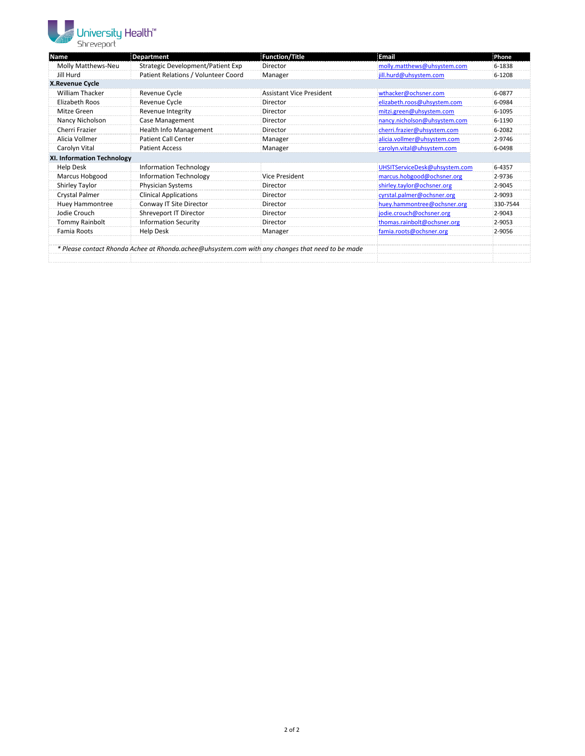University Health™ Shreveport

| Name | Department | Function/Title | Email | Phone |
|---|---|---|---|---|
| Molly Matthews-Neu | Strategic Development/Patient Exp | Director | molly.matthews@uhsystem.com | 6-1838 |
| Jill Hurd | Patient Relations / Volunteer Coord | Manager | jill.hurd@uhsystem.com | 6-1208 |
| **X.Revenue Cycle** | | | | |
| William Thacker | Revenue Cycle | Assistant Vice President | wthacker@ochsner.com | 6-0877 |
| Elizabeth Roos | Revenue Cycle | Director | elizabeth.roos@uhsystem.com | 6-0984 |
| Mitze Green | Revenue Integrity | Director | mitzi.green@uhsystem.com | 6-1095 |
| Nancy Nicholson | Case Management | Director | nancy.nicholson@uhsystem.com | 6-1190 |
| Cherri Frazier | Health Info Management | Director | cherri.frazier@uhsystem.com | 6-2082 |
| Alicia Vollmer | Patient Call Center | Manager | alicia.vollmer@uhsystem.com | 2-9746 |
| Carolyn Vital | Patient Access | Manager | carolyn.vital@uhsystem.com | 6-0498 |
| **XI. Information Technology** | | | | |
| Help Desk | Information Technology | | UHSITServiceDesk@uhsystem.com | 6-4357 |
| Marcus Hobgood | Information Technology | Vice President | marcus.hobgood@ochsner.org | 2-9736 |
| Shirley Taylor | Physician Systems | Director | shirley.taylor@ochsner.org | 2-9045 |
| Crystal Palmer | Clinical Applications | Director | cyrstal.palmer@ochsner.org | 2-9093 |
| Huey Hammontree | Conway IT Site Director | Director | huey.hammontree@ochsner.org | 330-7544 |
| Jodie Crouch | Shreveport IT Director | Director | jodie.crouch@ochsner.org | 2-9043 |
| Tommy Rainbolt | Information Security | Director | thomas.rainbolt@ochsner.org | 2-9053 |
| Famia Roots | Help Desk | Manager | famia.roots@ochsner.org | 2-9056 |

*\* Please contact Rhonda Achee at Rhonda.achee@uhsystem.com with any changes that need to be made*